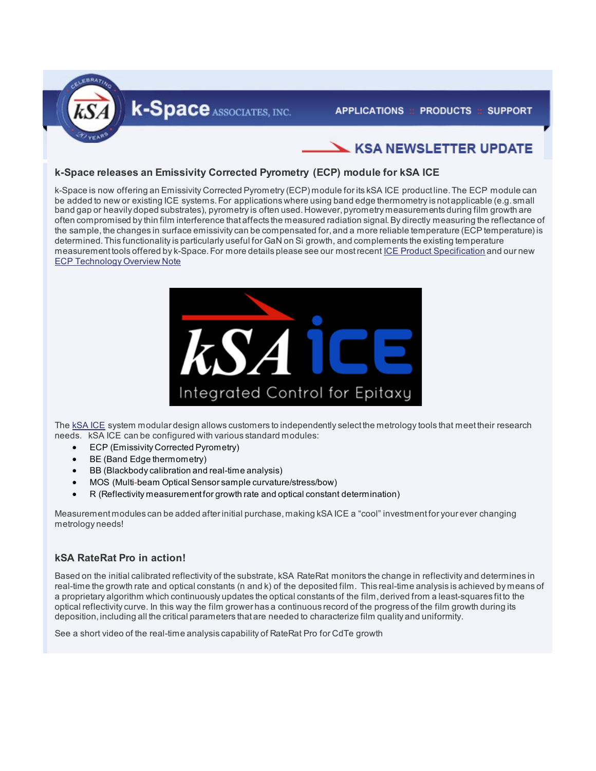# KSA NEWSLETTER UPDATE

## k-Space releases an Emissivity Corrected Pyrometry (ECP) module for kSA ICE

k-Space is now offering an Emissivity Corrected Pyrometry (ECP) module for its kSA ICE product line. The ECP module can be added to new or existing ICE systems. For applications where using band edge thermometry is not applicable (e.g. small band gap or heavily doped substrates), pyrometry is often used. However, pyrometry measurements during film growth are often compromised by thin film interference that affects the measured radiation signal. By directly measuring the reflectance of the sample, the changes in surface emissivity can be compensated for, and a more reliable temperature (ECP temperature) is determined. This functionality is particularly useful for GaN on Si growth, and complements the existing temperature measurement tools offered by k-Space. For more details please see our most recent ICE Product Specification and our new ECP Technology Overview Note

The kSA ICE system modular design allows customers to independently select the metrology tools that meet their research needs. kSA ICE can be configured with various standard modules:

- ECP (Emissivity Corrected Pyrometry)
- BE (Band Edge thermometry)
- BB (Blackbody calibration and real-time analysis)
- MOS (Multi-beam Optical Sensor sample curvature/stress/bow)
- R (Reflectivity measurement for growth rate and optical constant determination)

Measurement modules can be added after initial purchase, making kSA ICE a "cool" investment for your ever changing metrology needs!

## kSA RateRat Pro in action!

Based on the initial calibrated reflectivity of the substrate, kSA RateRat monitors the change in reflectivity and determines in real-time the growth rate and optical constants (n and k) of the deposited film. This real-time analysis is achieved by means of a proprietary algorithm which continuously updates the optical constants of the film, derived from a least-squares fit to the optical reflectivity curve. In this way the film grower has a continuous record of the progress of the film growth during its deposition, including all the critical parameters that are needed to characterize film quality and uniformity.

See a short video of the real-time analysis capability of RateRat Pro for CdTe growth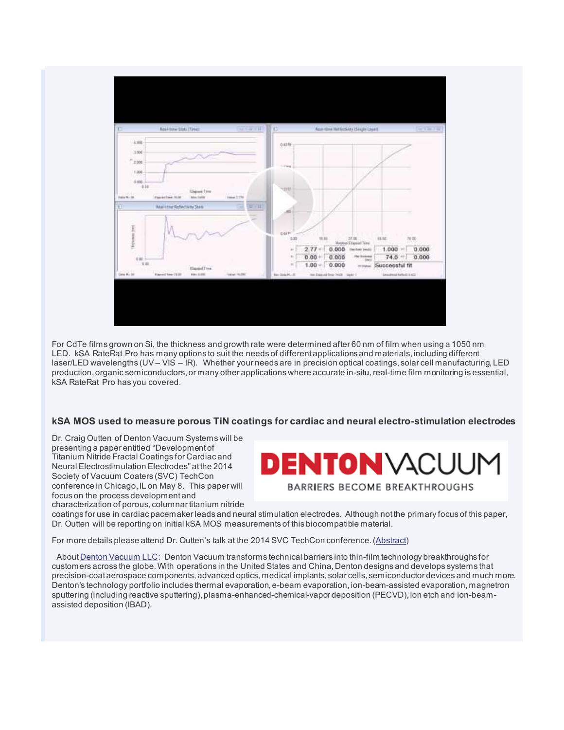For CdTe films grown on Si, the thickness and growth rate were determined after 60 nm of film when using a 1050 nm LED. kSA RateRat Pro has many options to suit the needs of different applications and materials, including different laser/LED wavelengths (UV – VIS – IR). Whether your needs are in precision optical coatings, solar cell manufacturing, LED production, organic semiconductors, or many other applications where accurate in-situ, real-time film monitoring is essential, kSA RateRat Pro has you covered.

### kSA MOS used to measure porous TiN coatings for cardiac and neural electro-stimulation electrodes

Dr. Craig Outten of Denton Vacuum Systems will be presenting a paper entitled "Development of Titanium Nitride Fractal Coatings for Cardiac and Neural Electrostimulation Electrodes" at the 2014 Society of Vacuum Coaters (SVC) TechCon conference in Chicago, IL on May 8. This paper will focus on the process development and characterization of porous, columnar titanium nitride coatings for use in cardiac pacemaker leads and neural stimulation electrodes. Although not the primary focus of this paper, Dr. Outten will be reporting on initial kSA MOS measurements of this biocompatible material.

DENTON VACUUM
BARRIERS BECOME BREAKTHROUGHS

For more details please attend Dr. Outten's talk at the 2014 SVC TechCon conference. (Abstract)

About Denton Vacuum LLC: Denton Vacuum transforms technical barriers into thin-film technology breakthroughs for customers across the globe. With operations in the United States and China, Denton designs and develops systems that precision-coat aerospace components, advanced optics, medical implants, solar cells, semiconductor devices and much more. Denton's technology portfolio includes thermal evaporation, e-beam evaporation, ion-beam-assisted evaporation, magnetron sputtering (including reactive sputtering), plasma-enhanced-chemical-vapor deposition (PECVD), ion etch and ion-beam-assisted deposition (IBAD).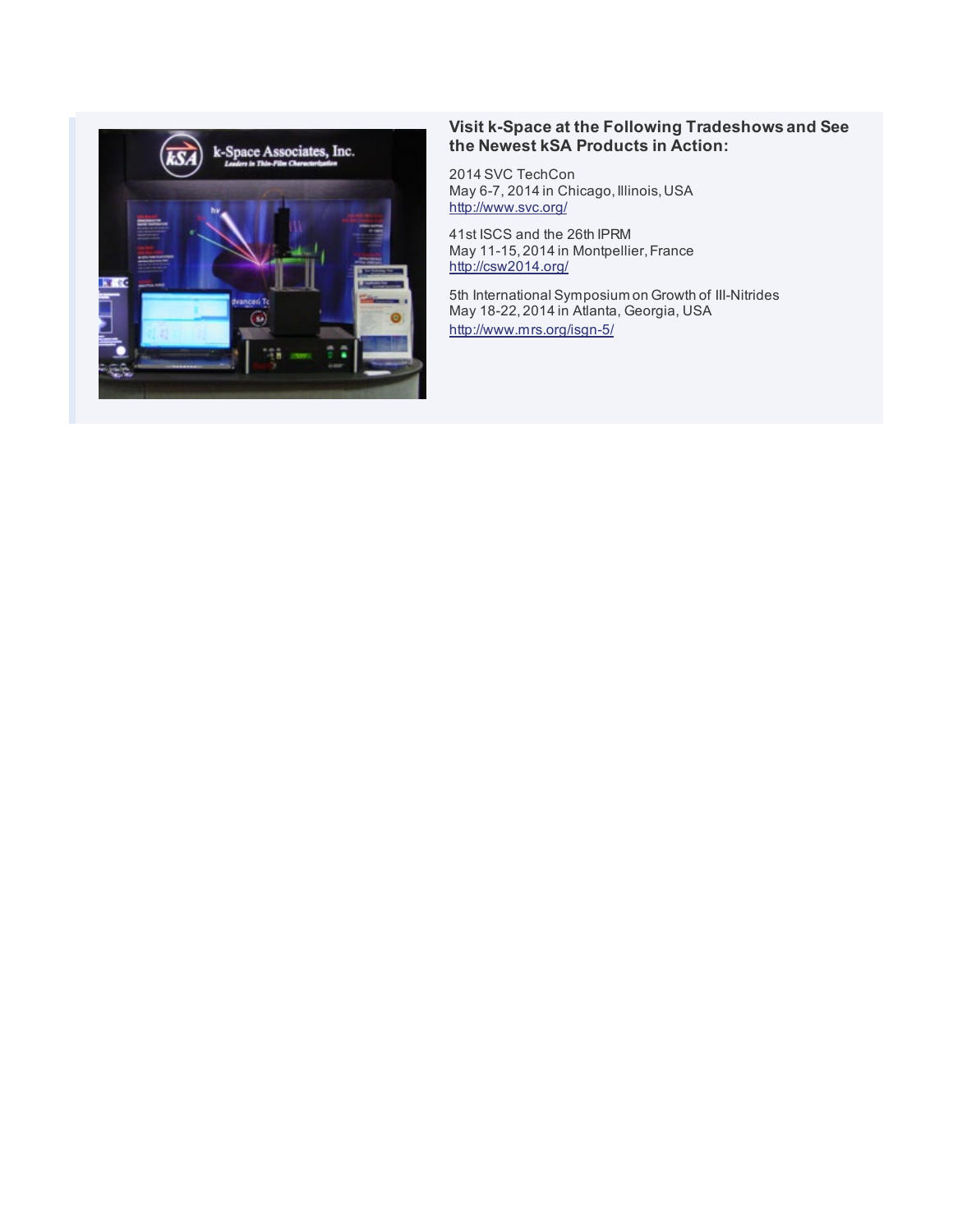### Visit k-Space at the Following Tradeshows and See the Newest kSA Products in Action:

2014 SVC TechCon
May 6-7, 2014 in Chicago, Illinois, USA
http://www.svc.org/

41st ISCS and the 26th IPRM
May 11-15, 2014 in Montpellier, France
http://csw2014.org/

5th International Symposium on Growth of III-Nitrides
May 18-22, 2014 in Atlanta, Georgia, USA
http://www.mrs.org/isgn-5/